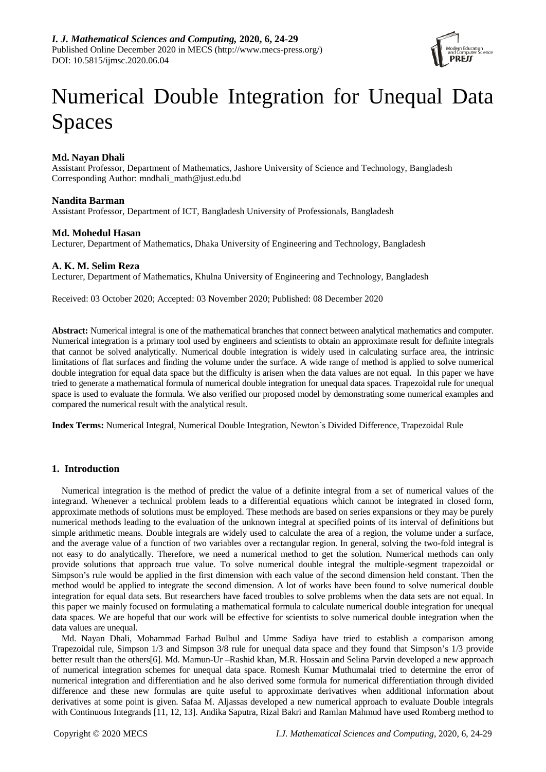# Numerical Double Integration for Unequal Data Spaces

**Md. Nayan Dhali**
Assistant Professor, Department of Mathematics, Jashore University of Science and Technology, Bangladesh
Corresponding Author: mndhali_math@just.edu.bd

**Nandita Barman**
Assistant Professor, Department of ICT, Bangladesh University of Professionals, Bangladesh

**Md. Mohedul Hasan**
Lecturer, Department of Mathematics, Dhaka University of Engineering and Technology, Bangladesh

**A. K. M. Selim Reza**
Lecturer, Department of Mathematics, Khulna University of Engineering and Technology, Bangladesh

Received: 03 October 2020; Accepted: 03 November 2020; Published: 08 December 2020

**Abstract:** Numerical integral is one of the mathematical branches that connect between analytical mathematics and computer. Numerical integration is a primary tool used by engineers and scientists to obtain an approximate result for definite integrals that cannot be solved analytically. Numerical double integration is widely used in calculating surface area, the intrinsic limitations of flat surfaces and finding the volume under the surface. A wide range of method is applied to solve numerical double integration for equal data space but the difficulty is arisen when the data values are not equal. In this paper we have tried to generate a mathematical formula of numerical double integration for unequal data spaces. Trapezoidal rule for unequal space is used to evaluate the formula. We also verified our proposed model by demonstrating some numerical examples and compared the numerical result with the analytical result.

**Index Terms:** Numerical Integral, Numerical Double Integration, Newton`s Divided Difference, Trapezoidal Rule

## 1. Introduction

Numerical integration is the method of predict the value of a definite integral from a set of numerical values of the integrand. Whenever a technical problem leads to a differential equations which cannot be integrated in closed form, approximate methods of solutions must be employed. These methods are based on series expansions or they may be purely numerical methods leading to the evaluation of the unknown integral at specified points of its interval of definitions but simple arithmetic means. Double integrals are widely used to calculate the area of a region, the volume under a surface, and the average value of a function of two variables over a rectangular region. In general, solving the two-fold integral is not easy to do analytically. Therefore, we need a numerical method to get the solution. Numerical methods can only provide solutions that approach true value. To solve numerical double integral the multiple-segment trapezoidal or Simpson's rule would be applied in the first dimension with each value of the second dimension held constant. Then the method would be applied to integrate the second dimension. A lot of works have been found to solve numerical double integration for equal data sets. But researchers have faced troubles to solve problems when the data sets are not equal. In this paper we mainly focused on formulating a mathematical formula to calculate numerical double integration for unequal data spaces. We are hopeful that our work will be effective for scientists to solve numerical double integration when the data values are unequal.

Md. Nayan Dhali, Mohammad Farhad Bulbul and Umme Sadiya have tried to establish a comparison among Trapezoidal rule, Simpson 1/3 and Simpson 3/8 rule for unequal data space and they found that Simpson's 1/3 provide better result than the others[6]. Md. Mamun-Ur –Rashid khan, M.R. Hossain and Selina Parvin developed a new approach of numerical integration schemes for unequal data space. Romesh Kumar Muthumalai tried to determine the error of numerical integration and differentiation and he also derived some formula for numerical differentiation through divided difference and these new formulas are quite useful to approximate derivatives when additional information about derivatives at some point is given. Safaa M. Aljassas developed a new numerical approach to evaluate Double integrals with Continuous Integrands [11, 12, 13]. Andika Saputra, Rizal Bakri and Ramlan Mahmud have used Romberg method to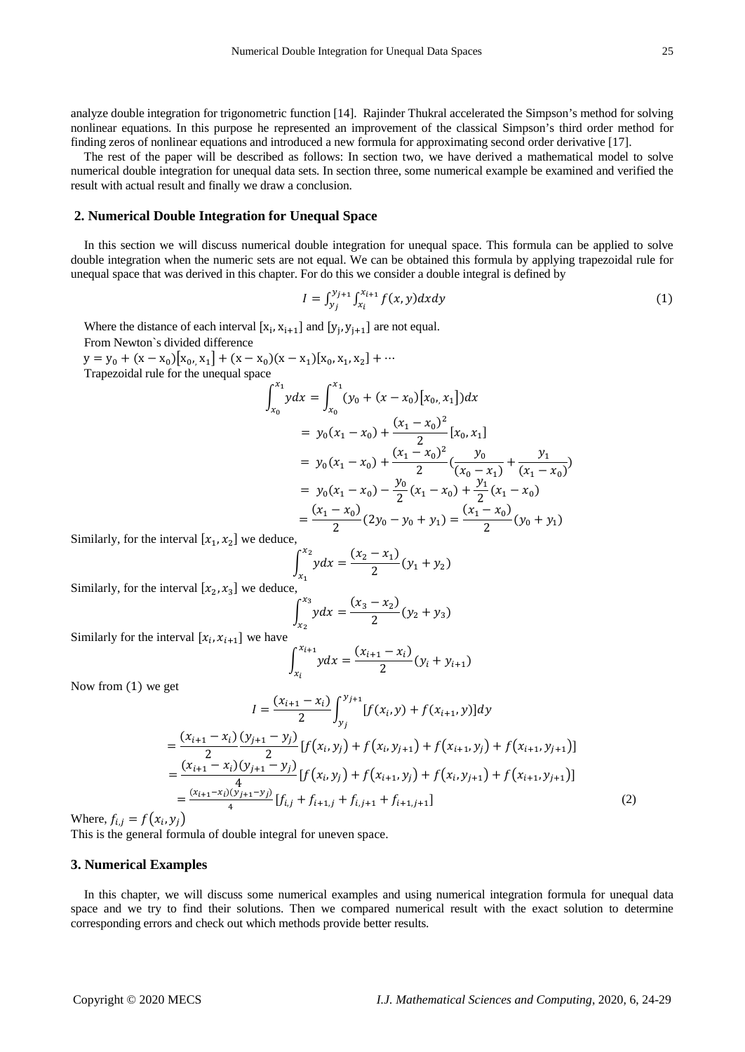analyze double integration for trigonometric function [14]. Rajinder Thukral accelerated the Simpson's method for solving nonlinear equations. In this purpose he represented an improvement of the classical Simpson's third order method for finding zeros of nonlinear equations and introduced a new formula for approximating second order derivative [17].

The rest of the paper will be described as follows: In section two, we have derived a mathematical model to solve numerical double integration for unequal data sets. In section three, some numerical example be examined and verified the result with actual result and finally we draw a conclusion.

## 2. Numerical Double Integration for Unequal Space

In this section we will discuss numerical double integration for unequal space. This formula can be applied to solve double integration when the numeric sets are not equal. We can be obtained this formula by applying trapezoidal rule for unequal space that was derived in this chapter. For do this we consider a double integral is defined by

$$I = \int_{y_j}^{y_{j+1}} \int_{x_i}^{x_{i+1}} f(x, y) dx dy \tag{1}$$

Where the distance of each interval $[x_i, x_{i+1}]$ and $[y_j, y_{j+1}]$ are not equal.

From Newton`s divided difference

$y = y_0 + (x - x_0)[x_0, x_1] + (x - x_0)(x - x_1)[x_0, x_1, x_2] + \cdots$

Trapezoidal rule for the unequal space

$$\begin{aligned}
\int_{x_0}^{x_1} y dx &= \int_{x_0}^{x_1} (y_0 + (x - x_0)[x_0, x_1]) dx \\
&= y_0(x_1 - x_0) + \frac{(x_1 - x_0)^2}{2}[x_0, x_1] \\
&= y_0(x_1 - x_0) + \frac{(x_1 - x_0)^2}{2}\left(\frac{y_0}{(x_0 - x_1)} + \frac{y_1}{(x_1 - x_0)}\right) \\
&= y_0(x_1 - x_0) - \frac{y_0}{2}(x_1 - x_0) + \frac{y_1}{2}(x_1 - x_0) \\
&= \frac{(x_1 - x_0)}{2}(2y_0 - y_0 + y_1) = \frac{(x_1 - x_0)}{2}(y_0 + y_1)
\end{aligned}$$

Similarly, for the interval $[x_1, x_2]$ we deduce,

$$\int_{x_1}^{x_2} y dx = \frac{(x_2 - x_1)}{2}(y_1 + y_2)$$

Similarly, for the interval $[x_2, x_3]$ we deduce,

$$\int_{x_2}^{x_3} y dx = \frac{(x_3 - x_2)}{2}(y_2 + y_3)$$

Similarly for the interval $[x_i, x_{i+1}]$ we have

$$\int_{x_i}^{x_{i+1}} y dx = \frac{(x_{i+1} - x_i)}{2}(y_i + y_{i+1})$$

Now from (1) we get

$$\begin{aligned}
I &= \frac{(x_{i+1} - x_i)}{2} \int_{y_j}^{y_{j+1}} [f(x_i, y) + f(x_{i+1}, y)] dy \\
&= \frac{(x_{i+1} - x_i)}{2} \frac{(y_{j+1} - y_j)}{2} [f(x_i, y_j) + f(x_i, y_{j+1}) + f(x_{i+1}, y_j) + f(x_{i+1}, y_{j+1})] \\
&= \frac{(x_{i+1} - x_i)(y_{j+1} - y_j)}{4} [f(x_i, y_j) + f(x_{i+1}, y_j) + f(x_i, y_{j+1}) + f(x_{i+1}, y_{j+1})] \\
&= \frac{(x_{i+1} - x_i)(y_{j+1} - y_j)}{4} [f_{i,j} + f_{i+1,j} + f_{i,j+1} + f_{i+1,j+1}]
\end{aligned} \tag{2}$$

Where, $f_{i,j} = f(x_i, y_j)$

This is the general formula of double integral for uneven space.

## 3. Numerical Examples

In this chapter, we will discuss some numerical examples and using numerical integration formula for unequal data space and we try to find their solutions. Then we compared numerical result with the exact solution to determine corresponding errors and check out which methods provide better results.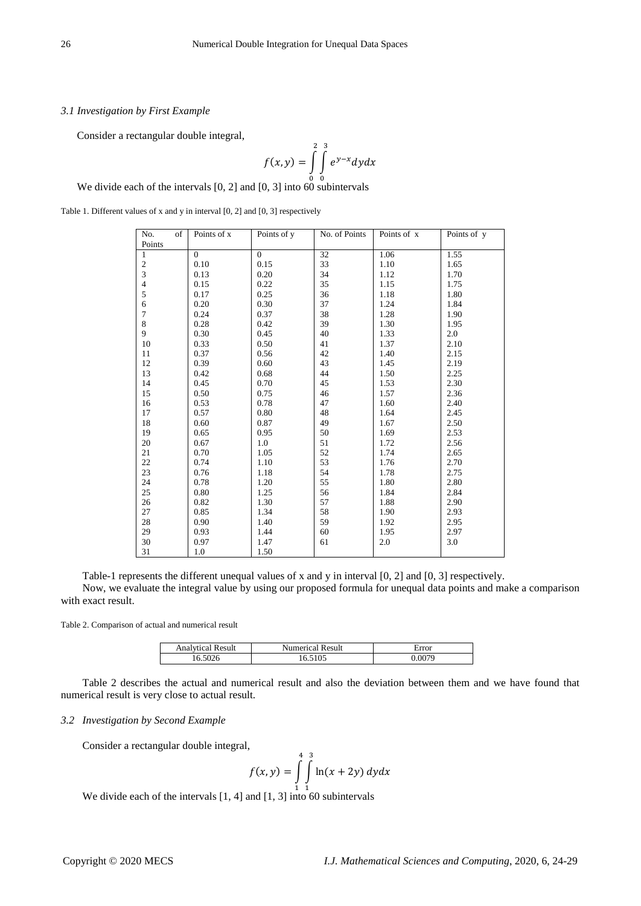### 3.1 Investigation by First Example

Consider a rectangular double integral,

$$f(x,y) = \int_0^2 \int_0^3 e^{y-x} dy dx$$

We divide each of the intervals [0, 2] and [0, 3] into 60 subintervals

Table 1. Different values of x and y in interval [0, 2] and [0, 3] respectively

| No. of Points | Points of x | Points of y | No. of Points | Points of x | Points of y |
|---|---|---|---|---|---|
| 1 | 0 | 0 | 32 | 1.06 | 1.55 |
| 2 | 0.10 | 0.15 | 33 | 1.10 | 1.65 |
| 3 | 0.13 | 0.20 | 34 | 1.12 | 1.70 |
| 4 | 0.15 | 0.22 | 35 | 1.15 | 1.75 |
| 5 | 0.17 | 0.25 | 36 | 1.18 | 1.80 |
| 6 | 0.20 | 0.30 | 37 | 1.24 | 1.84 |
| 7 | 0.24 | 0.37 | 38 | 1.28 | 1.90 |
| 8 | 0.28 | 0.42 | 39 | 1.30 | 1.95 |
| 9 | 0.30 | 0.45 | 40 | 1.33 | 2.0 |
| 10 | 0.33 | 0.50 | 41 | 1.37 | 2.10 |
| 11 | 0.37 | 0.56 | 42 | 1.40 | 2.15 |
| 12 | 0.39 | 0.60 | 43 | 1.45 | 2.19 |
| 13 | 0.42 | 0.68 | 44 | 1.50 | 2.25 |
| 14 | 0.45 | 0.70 | 45 | 1.53 | 2.30 |
| 15 | 0.50 | 0.75 | 46 | 1.57 | 2.36 |
| 16 | 0.53 | 0.78 | 47 | 1.60 | 2.40 |
| 17 | 0.57 | 0.80 | 48 | 1.64 | 2.45 |
| 18 | 0.60 | 0.87 | 49 | 1.67 | 2.50 |
| 19 | 0.65 | 0.95 | 50 | 1.69 | 2.53 |
| 20 | 0.67 | 1.0 | 51 | 1.72 | 2.56 |
| 21 | 0.70 | 1.05 | 52 | 1.74 | 2.65 |
| 22 | 0.74 | 1.10 | 53 | 1.76 | 2.70 |
| 23 | 0.76 | 1.18 | 54 | 1.78 | 2.75 |
| 24 | 0.78 | 1.20 | 55 | 1.80 | 2.80 |
| 25 | 0.80 | 1.25 | 56 | 1.84 | 2.84 |
| 26 | 0.82 | 1.30 | 57 | 1.88 | 2.90 |
| 27 | 0.85 | 1.34 | 58 | 1.90 | 2.93 |
| 28 | 0.90 | 1.40 | 59 | 1.92 | 2.95 |
| 29 | 0.93 | 1.44 | 60 | 1.95 | 2.97 |
| 30 | 0.97 | 1.47 | 61 | 2.0 | 3.0 |
| 31 | 1.0 | 1.50 | | | |

Table-1 represents the different unequal values of x and y in interval [0, 2] and [0, 3] respectively.

Now, we evaluate the integral value by using our proposed formula for unequal data points and make a comparison with exact result.

Table 2. Comparison of actual and numerical result

| Analytical Result | Numerical Result | Error |
|---|---|---|
| 16.5026 | 16.5105 | 0.0079 |

Table 2 describes the actual and numerical result and also the deviation between them and we have found that numerical result is very close to actual result.

### 3.2 Investigation by Second Example

Consider a rectangular double integral,

$$f(x,y) = \int_1^4 \int_1^3 \ln(x+2y)\, dy dx$$

We divide each of the intervals [1, 4] and [1, 3] into 60 subintervals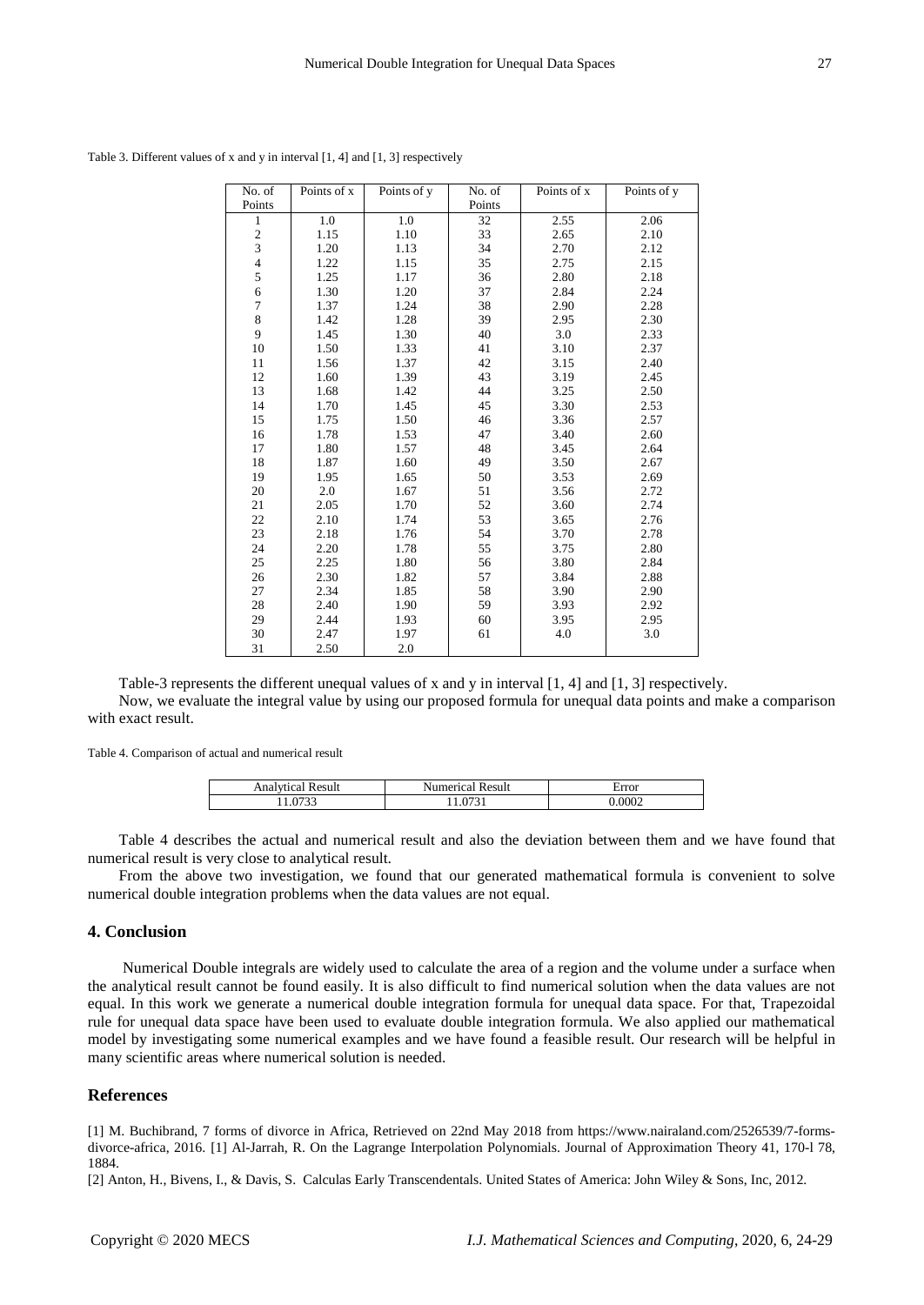Table 3. Different values of x and y in interval [1, 4] and [1, 3] respectively

| No. of Points | Points of x | Points of y | No. of Points | Points of x | Points of y |
|---|---|---|---|---|---|
| 1 | 1.0 | 1.0 | 32 | 2.55 | 2.06 |
| 2 | 1.15 | 1.10 | 33 | 2.65 | 2.10 |
| 3 | 1.20 | 1.13 | 34 | 2.70 | 2.12 |
| 4 | 1.22 | 1.15 | 35 | 2.75 | 2.15 |
| 5 | 1.25 | 1.17 | 36 | 2.80 | 2.18 |
| 6 | 1.30 | 1.20 | 37 | 2.84 | 2.24 |
| 7 | 1.37 | 1.24 | 38 | 2.90 | 2.28 |
| 8 | 1.42 | 1.28 | 39 | 2.95 | 2.30 |
| 9 | 1.45 | 1.30 | 40 | 3.0 | 2.33 |
| 10 | 1.50 | 1.33 | 41 | 3.10 | 2.37 |
| 11 | 1.56 | 1.37 | 42 | 3.15 | 2.40 |
| 12 | 1.60 | 1.39 | 43 | 3.19 | 2.45 |
| 13 | 1.68 | 1.42 | 44 | 3.25 | 2.50 |
| 14 | 1.70 | 1.45 | 45 | 3.30 | 2.53 |
| 15 | 1.75 | 1.50 | 46 | 3.36 | 2.57 |
| 16 | 1.78 | 1.53 | 47 | 3.40 | 2.60 |
| 17 | 1.80 | 1.57 | 48 | 3.45 | 2.64 |
| 18 | 1.87 | 1.60 | 49 | 3.50 | 2.67 |
| 19 | 1.95 | 1.65 | 50 | 3.53 | 2.69 |
| 20 | 2.0 | 1.67 | 51 | 3.56 | 2.72 |
| 21 | 2.05 | 1.70 | 52 | 3.60 | 2.74 |
| 22 | 2.10 | 1.74 | 53 | 3.65 | 2.76 |
| 23 | 2.18 | 1.76 | 54 | 3.70 | 2.78 |
| 24 | 2.20 | 1.78 | 55 | 3.75 | 2.80 |
| 25 | 2.25 | 1.80 | 56 | 3.80 | 2.84 |
| 26 | 2.30 | 1.82 | 57 | 3.84 | 2.88 |
| 27 | 2.34 | 1.85 | 58 | 3.90 | 2.90 |
| 28 | 2.40 | 1.90 | 59 | 3.93 | 2.92 |
| 29 | 2.44 | 1.93 | 60 | 3.95 | 2.95 |
| 30 | 2.47 | 1.97 | 61 | 4.0 | 3.0 |
| 31 | 2.50 | 2.0 | | | |

Table-3 represents the different unequal values of x and y in interval [1, 4] and [1, 3] respectively.

Now, we evaluate the integral value by using our proposed formula for unequal data points and make a comparison with exact result.

Table 4. Comparison of actual and numerical result

| Analytical Result | Numerical Result | Error |
|---|---|---|
| 11.0733 | 11.0731 | 0.0002 |

Table 4 describes the actual and numerical result and also the deviation between them and we have found that numerical result is very close to analytical result.

From the above two investigation, we found that our generated mathematical formula is convenient to solve numerical double integration problems when the data values are not equal.

## 4. Conclusion

Numerical Double integrals are widely used to calculate the area of a region and the volume under a surface when the analytical result cannot be found easily. It is also difficult to find numerical solution when the data values are not equal. In this work we generate a numerical double integration formula for unequal data space. For that, Trapezoidal rule for unequal data space have been used to evaluate double integration formula. We also applied our mathematical model by investigating some numerical examples and we have found a feasible result. Our research will be helpful in many scientific areas where numerical solution is needed.

## References

[1] M. Buchibrand, 7 forms of divorce in Africa, Retrieved on 22nd May 2018 from https://www.nairaland.com/2526539/7-forms-divorce-africa, 2016. [1] Al-Jarrah, R. On the Lagrange Interpolation Polynomials. Journal of Approximation Theory 41, 170-l 78, 1884.

[2] Anton, H., Bivens, I., & Davis, S. Calculas Early Transcendentals. United States of America: John Wiley & Sons, Inc, 2012.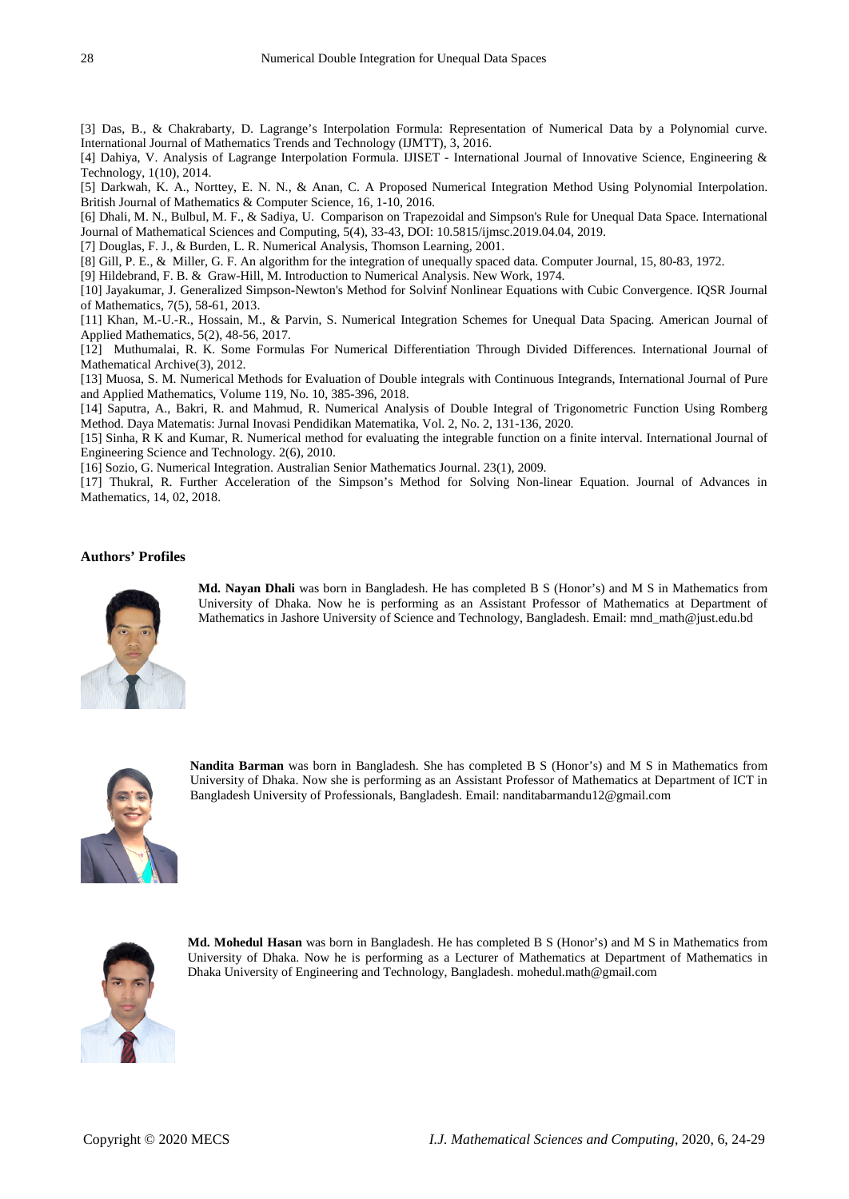[3] Das, B., & Chakrabarty, D. Lagrange's Interpolation Formula: Representation of Numerical Data by a Polynomial curve. International Journal of Mathematics Trends and Technology (IJMTT), 3, 2016.

[4] Dahiya, V. Analysis of Lagrange Interpolation Formula. IJISET - International Journal of Innovative Science, Engineering & Technology, 1(10), 2014.

[5] Darkwah, K. A., Norttey, E. N. N., & Anan, C. A Proposed Numerical Integration Method Using Polynomial Interpolation. British Journal of Mathematics & Computer Science, 16, 1-10, 2016.

[6] Dhali, M. N., Bulbul, M. F., & Sadiya, U. Comparison on Trapezoidal and Simpson's Rule for Unequal Data Space. International Journal of Mathematical Sciences and Computing, 5(4), 33-43, DOI: 10.5815/ijmsc.2019.04.04, 2019.

[7] Douglas, F. J., & Burden, L. R. Numerical Analysis, Thomson Learning, 2001.

[8] Gill, P. E., & Miller, G. F. An algorithm for the integration of unequally spaced data. Computer Journal, 15, 80-83, 1972.

[9] Hildebrand, F. B. & Graw-Hill, M. Introduction to Numerical Analysis. New Work, 1974.

[10] Jayakumar, J. Generalized Simpson-Newton's Method for Solvinf Nonlinear Equations with Cubic Convergence. IQSR Journal of Mathematics, 7(5), 58-61, 2013.

[11] Khan, M.-U.-R., Hossain, M., & Parvin, S. Numerical Integration Schemes for Unequal Data Spacing. American Journal of Applied Mathematics, 5(2), 48-56, 2017.

[12] Muthumalai, R. K. Some Formulas For Numerical Differentiation Through Divided Differences. International Journal of Mathematical Archive(3), 2012.

[13] Muosa, S. M. Numerical Methods for Evaluation of Double integrals with Continuous Integrands, International Journal of Pure and Applied Mathematics, Volume 119, No. 10, 385-396, 2018.

[14] Saputra, A., Bakri, R. and Mahmud, R. Numerical Analysis of Double Integral of Trigonometric Function Using Romberg Method. Daya Matematis: Jurnal Inovasi Pendidikan Matematika, Vol. 2, No. 2, 131-136, 2020.

[15] Sinha, R K and Kumar, R. Numerical method for evaluating the integrable function on a finite interval. International Journal of Engineering Science and Technology. 2(6), 2010.

[16] Sozio, G. Numerical Integration. Australian Senior Mathematics Journal. 23(1), 2009.

[17] Thukral, R. Further Acceleration of the Simpson's Method for Solving Non-linear Equation. Journal of Advances in Mathematics, 14, 02, 2018.

### Authors' Profiles

**Md. Nayan Dhali** was born in Bangladesh. He has completed B S (Honor's) and M S in Mathematics from University of Dhaka. Now he is performing as an Assistant Professor of Mathematics at Department of Mathematics in Jashore University of Science and Technology, Bangladesh. Email: mnd_math@just.edu.bd

**Nandita Barman** was born in Bangladesh. She has completed B S (Honor's) and M S in Mathematics from University of Dhaka. Now she is performing as an Assistant Professor of Mathematics at Department of ICT in Bangladesh University of Professionals, Bangladesh. Email: nanditabarmandu12@gmail.com

**Md. Mohedul Hasan** was born in Bangladesh. He has completed B S (Honor's) and M S in Mathematics from University of Dhaka. Now he is performing as a Lecturer of Mathematics at Department of Mathematics in Dhaka University of Engineering and Technology, Bangladesh. mohedul.math@gmail.com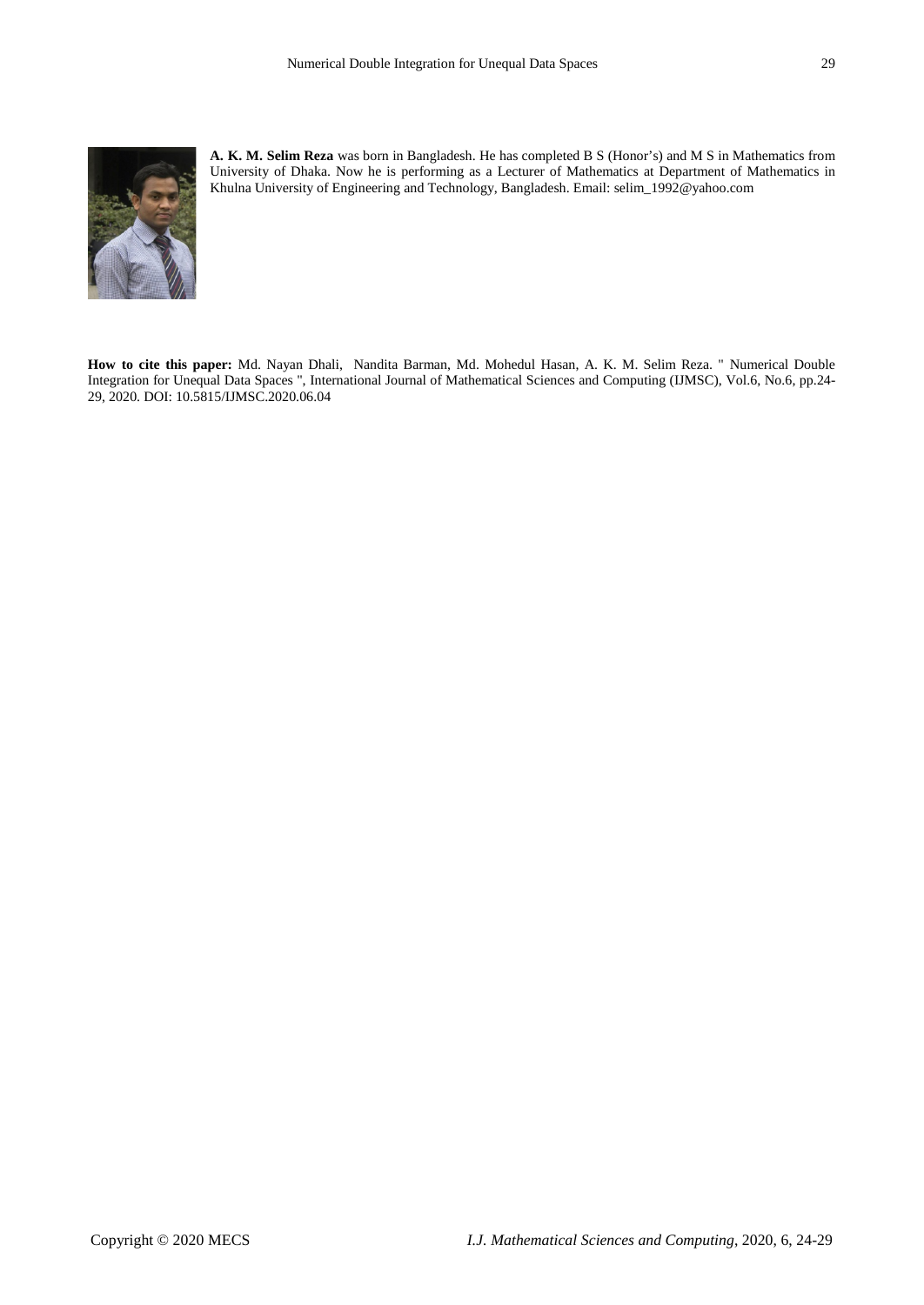**A. K. M. Selim Reza** was born in Bangladesh. He has completed B S (Honor's) and M S in Mathematics from University of Dhaka. Now he is performing as a Lecturer of Mathematics at Department of Mathematics in Khulna University of Engineering and Technology, Bangladesh. Email: selim_1992@yahoo.com

**How to cite this paper:** Md. Nayan Dhali, Nandita Barman, Md. Mohedul Hasan, A. K. M. Selim Reza. " Numerical Double Integration for Unequal Data Spaces ", International Journal of Mathematical Sciences and Computing (IJMSC), Vol.6, No.6, pp.24-29, 2020. DOI: 10.5815/IJMSC.2020.06.04